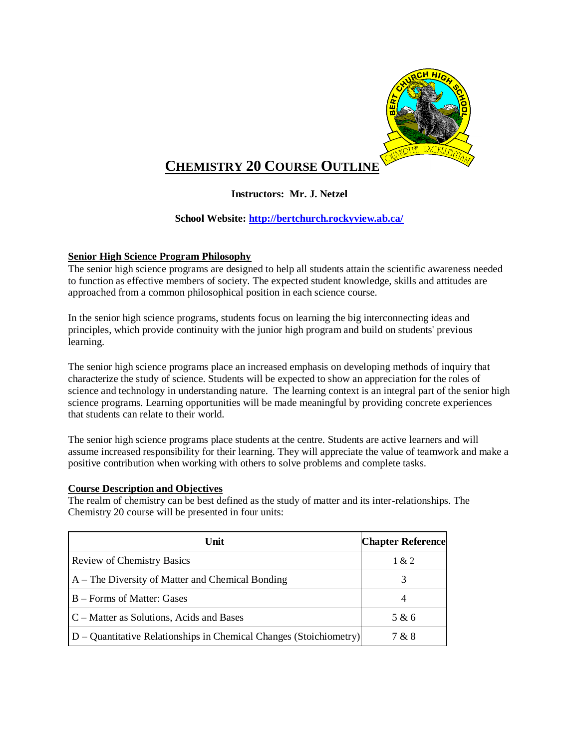# CHEMISTRY 20 COURSE OUTLINE

**Instructors: Mr. J. Netzel**

**School Website: [http://bertchurch.rockyview.ab.ca/](http://bertchurch.rockyview.ab.ca/)**

## Senior High Science Program Philosophy

The senior high science programs are designed to help all students attain the scientific awareness needed to function as effective members of society. The expected student knowledge, skills and attitudes are approached from a common philosophical position in each science course.

In the senior high science programs, students focus on learning the big interconnecting ideas and principles, which provide continuity with the junior high program and build on students' previous learning.

The senior high science programs place an increased emphasis on developing methods of inquiry that characterize the study of science. Students will be expected to show an appreciation for the roles of science and technology in understanding nature. The learning context is an integral part of the senior high science programs. Learning opportunities will be made meaningful by providing concrete experiences that students can relate to their world.

The senior high science programs place students at the centre. Students are active learners and will assume increased responsibility for their learning. They will appreciate the value of teamwork and make a positive contribution when working with others to solve problems and complete tasks.

## Course Description and Objectives

The realm of chemistry can be best defined as the study of matter and its inter-relationships. The Chemistry 20 course will be presented in four units:

| Unit | Chapter Reference |
|---|---|
| Review of Chemistry Basics | 1 & 2 |
| A – The Diversity of Matter and Chemical Bonding | 3 |
| B – Forms of Matter: Gases | 4 |
| C – Matter as Solutions, Acids and Bases | 5 & 6 |
| D – Quantitative Relationships in Chemical Changes (Stoichiometry) | 7 & 8 |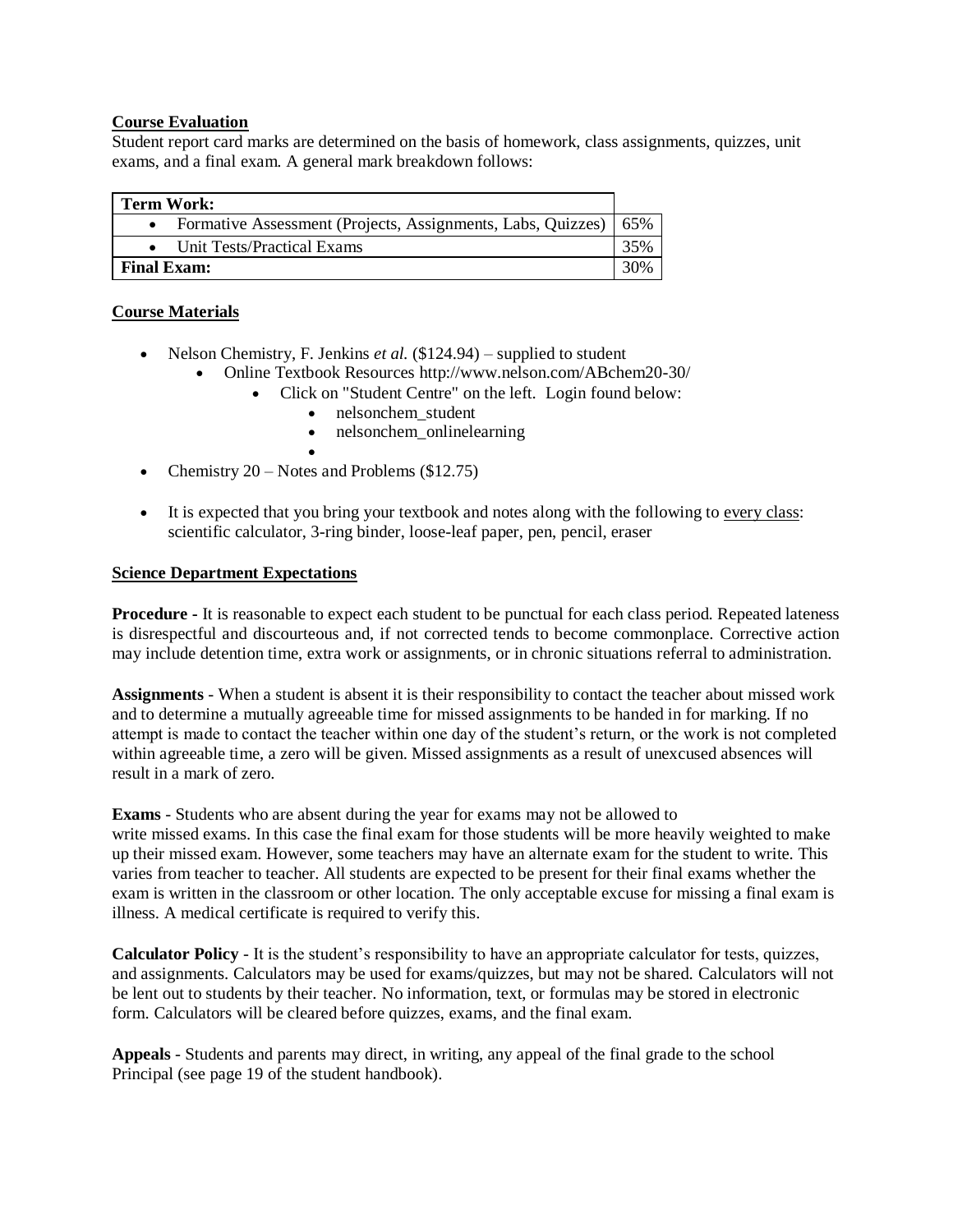**Course Evaluation**

Student report card marks are determined on the basis of homework, class assignments, quizzes, unit exams, and a final exam. A general mark breakdown follows:

| | |
|---|---|
| **Term Work:** | |
| • Formative Assessment (Projects, Assignments, Labs, Quizzes) | 65% |
| • Unit Tests/Practical Exams | 35% |
| **Final Exam:** | 30% |

**Course Materials**

- Nelson Chemistry, F. Jenkins *et al.* ($124.94) – supplied to student
  - Online Textbook Resources http://www.nelson.com/ABchem20-30/
    - Click on "Student Centre" on the left. Login found below:
      - nelsonchem_student
      - nelsonchem_onlinelearning
- Chemistry 20 – Notes and Problems ($12.75)
- It is expected that you bring your textbook and notes along with the following to every class: scientific calculator, 3-ring binder, loose-leaf paper, pen, pencil, eraser

**Science Department Expectations**

**Procedure -** It is reasonable to expect each student to be punctual for each class period. Repeated lateness is disrespectful and discourteous and, if not corrected tends to become commonplace. Corrective action may include detention time, extra work or assignments, or in chronic situations referral to administration.

**Assignments** - When a student is absent it is their responsibility to contact the teacher about missed work and to determine a mutually agreeable time for missed assignments to be handed in for marking. If no attempt is made to contact the teacher within one day of the student's return, or the work is not completed within agreeable time, a zero will be given. Missed assignments as a result of unexcused absences will result in a mark of zero.

**Exams** - Students who are absent during the year for exams may not be allowed to write missed exams. In this case the final exam for those students will be more heavily weighted to make up their missed exam. However, some teachers may have an alternate exam for the student to write. This varies from teacher to teacher. All students are expected to be present for their final exams whether the exam is written in the classroom or other location. The only acceptable excuse for missing a final exam is illness. A medical certificate is required to verify this.

**Calculator Policy** - It is the student's responsibility to have an appropriate calculator for tests, quizzes, and assignments. Calculators may be used for exams/quizzes, but may not be shared. Calculators will not be lent out to students by their teacher. No information, text, or formulas may be stored in electronic form. Calculators will be cleared before quizzes, exams, and the final exam.

**Appeals** - Students and parents may direct, in writing, any appeal of the final grade to the school Principal (see page 19 of the student handbook).